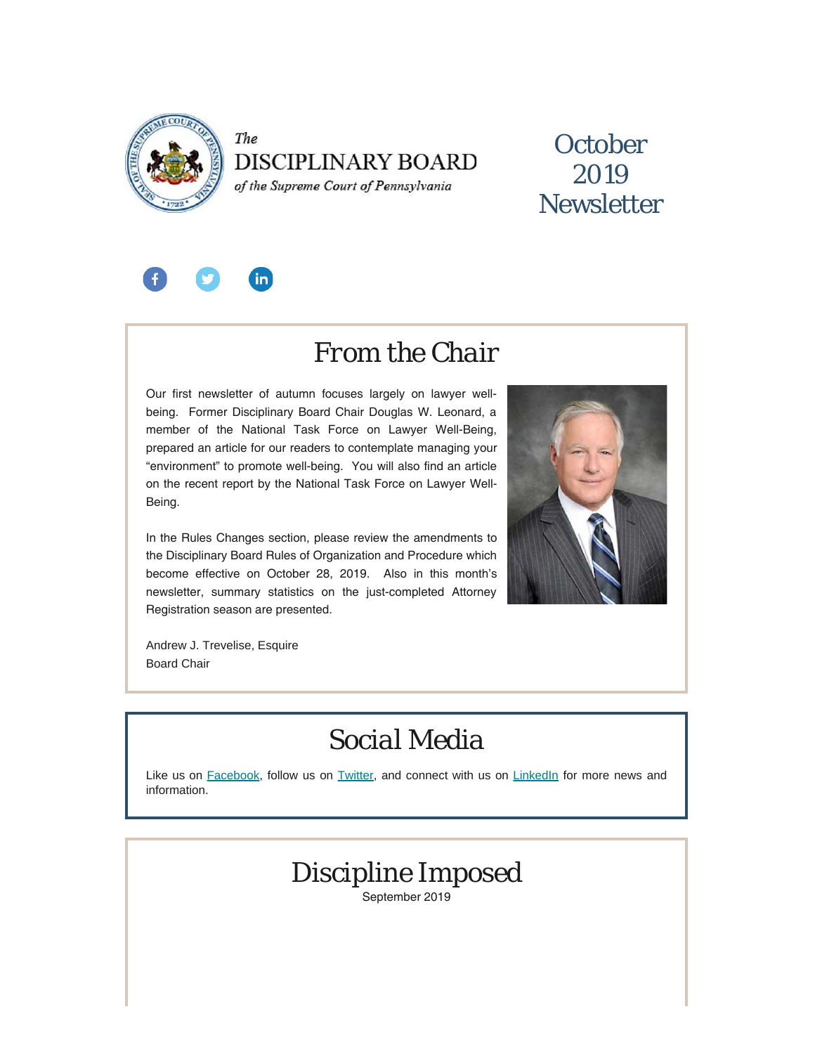The DISCIPLINARY BOARD *of the Supreme Court of Pennsylvania*

# October 2019 Newsletter

## From the Chair

Our first newsletter of autumn focuses largely on lawyer well-being. Former Disciplinary Board Chair Douglas W. Leonard, a member of the National Task Force on Lawyer Well-Being, prepared an article for our readers to contemplate managing your "environment" to promote well-being. You will also find an article on the recent report by the National Task Force on Lawyer Well-Being.

In the Rules Changes section, please review the amendments to the Disciplinary Board Rules of Organization and Procedure which become effective on October 28, 2019. Also in this month's newsletter, summary statistics on the just-completed Attorney Registration season are presented.

Andrew J. Trevelise, Esquire
Board Chair

## Social Media

Like us on Facebook, follow us on Twitter, and connect with us on LinkedIn for more news and information.

## Discipline Imposed

September 2019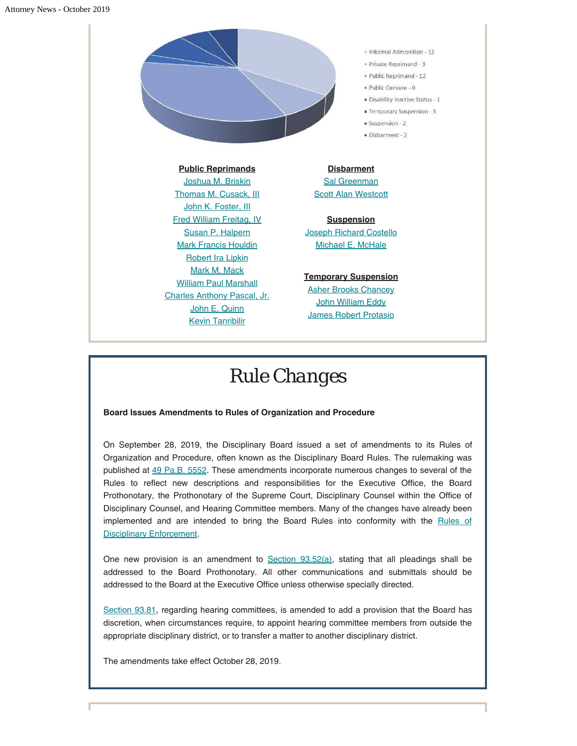- Informal Admonition - 12
- Private Reprimand - 3
- Public Reprimand - 12
- Public Censure - 0
- Disability Inactive Status - 1
- Temporary Suspension - 3
- Suspension - 2
- Disbarment - 2

**Public Reprimands**

Joshua M. Briskin
Thomas M. Cusack, III
John K. Foster, III
Fred William Freitag, IV
Susan P. Halpern
Mark Francis Houldin
Robert Ira Lipkin
Mark M. Mack
William Paul Marshall
Charles Anthony Pascal, Jr.
John E. Quinn
Kevin Tanribilir

**Disbarment**

Sal Greenman
Scott Alan Westcott

**Suspension**

Joseph Richard Costello
Michael E. McHale

**Temporary Suspension**

Asher Brooks Chancey
John William Eddy
James Robert Protasio

# Rule Changes

**Board Issues Amendments to Rules of Organization and Procedure**

On September 28, 2019, the Disciplinary Board issued a set of amendments to its Rules of Organization and Procedure, often known as the Disciplinary Board Rules. The rulemaking was published at 49 Pa.B. 5552. These amendments incorporate numerous changes to several of the Rules to reflect new descriptions and responsibilities for the Executive Office, the Board Prothonotary, the Prothonotary of the Supreme Court, Disciplinary Counsel within the Office of Disciplinary Counsel, and Hearing Committee members. Many of the changes have already been implemented and are intended to bring the Board Rules into conformity with the Rules of Disciplinary Enforcement.

One new provision is an amendment to Section 93.52(a), stating that all pleadings shall be addressed to the Board Prothonotary. All other communications and submittals should be addressed to the Board at the Executive Office unless otherwise specially directed.

Section 93.81, regarding hearing committees, is amended to add a provision that the Board has discretion, when circumstances require, to appoint hearing committee members from outside the appropriate disciplinary district, or to transfer a matter to another disciplinary district.

The amendments take effect October 28, 2019.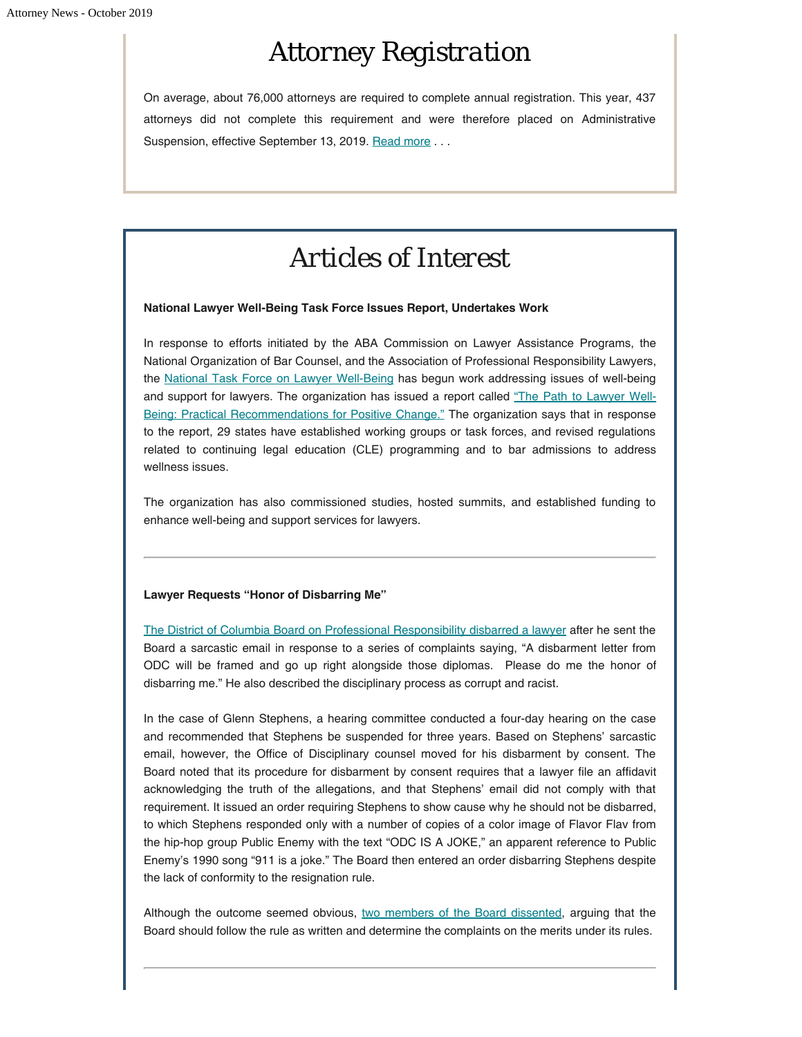# Attorney Registration

On average, about 76,000 attorneys are required to complete annual registration. This year, 437 attorneys did not complete this requirement and were therefore placed on Administrative Suspension, effective September 13, 2019. Read more . . .

# Articles of Interest

**National Lawyer Well-Being Task Force Issues Report, Undertakes Work**

In response to efforts initiated by the ABA Commission on Lawyer Assistance Programs, the National Organization of Bar Counsel, and the Association of Professional Responsibility Lawyers, the National Task Force on Lawyer Well-Being has begun work addressing issues of well-being and support for lawyers. The organization has issued a report called "The Path to Lawyer Well-Being: Practical Recommendations for Positive Change." The organization says that in response to the report, 29 states have established working groups or task forces, and revised regulations related to continuing legal education (CLE) programming and to bar admissions to address wellness issues.

The organization has also commissioned studies, hosted summits, and established funding to enhance well-being and support services for lawyers.

---

**Lawyer Requests "Honor of Disbarring Me"**

The District of Columbia Board on Professional Responsibility disbarred a lawyer after he sent the Board a sarcastic email in response to a series of complaints saying, "A disbarment letter from ODC will be framed and go up right alongside those diplomas. Please do me the honor of disbarring me." He also described the disciplinary process as corrupt and racist.

In the case of Glenn Stephens, a hearing committee conducted a four-day hearing on the case and recommended that Stephens be suspended for three years. Based on Stephens' sarcastic email, however, the Office of Disciplinary counsel moved for his disbarment by consent. The Board noted that its procedure for disbarment by consent requires that a lawyer file an affidavit acknowledging the truth of the allegations, and that Stephens' email did not comply with that requirement. It issued an order requiring Stephens to show cause why he should not be disbarred, to which Stephens responded only with a number of copies of a color image of Flavor Flav from the hip-hop group Public Enemy with the text "ODC IS A JOKE," an apparent reference to Public Enemy's 1990 song "911 is a joke." The Board then entered an order disbarring Stephens despite the lack of conformity to the resignation rule.

Although the outcome seemed obvious, two members of the Board dissented, arguing that the Board should follow the rule as written and determine the complaints on the merits under its rules.

---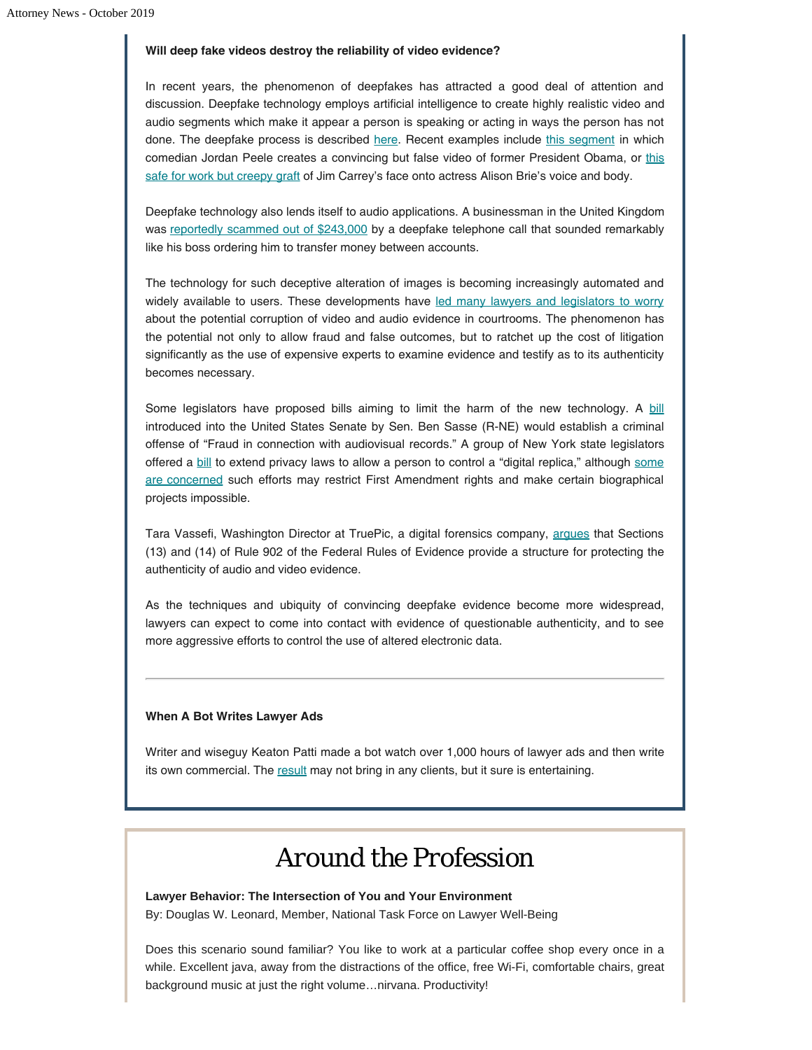### Will deep fake videos destroy the reliability of video evidence?

In recent years, the phenomenon of deepfakes has attracted a good deal of attention and discussion. Deepfake technology employs artificial intelligence to create highly realistic video and audio segments which make it appear a person is speaking or acting in ways the person has not done. The deepfake process is described here. Recent examples include this segment in which comedian Jordan Peele creates a convincing but false video of former President Obama, or this safe for work but creepy graft of Jim Carrey's face onto actress Alison Brie's voice and body.

Deepfake technology also lends itself to audio applications. A businessman in the United Kingdom was reportedly scammed out of $243,000 by a deepfake telephone call that sounded remarkably like his boss ordering him to transfer money between accounts.

The technology for such deceptive alteration of images is becoming increasingly automated and widely available to users. These developments have led many lawyers and legislators to worry about the potential corruption of video and audio evidence in courtrooms. The phenomenon has the potential not only to allow fraud and false outcomes, but to ratchet up the cost of litigation significantly as the use of expensive experts to examine evidence and testify as to its authenticity becomes necessary.

Some legislators have proposed bills aiming to limit the harm of the new technology. A bill introduced into the United States Senate by Sen. Ben Sasse (R-NE) would establish a criminal offense of "Fraud in connection with audiovisual records." A group of New York state legislators offered a bill to extend privacy laws to allow a person to control a "digital replica," although some are concerned such efforts may restrict First Amendment rights and make certain biographical projects impossible.

Tara Vassefi, Washington Director at TruePic, a digital forensics company, argues that Sections (13) and (14) of Rule 902 of the Federal Rules of Evidence provide a structure for protecting the authenticity of audio and video evidence.

As the techniques and ubiquity of convincing deepfake evidence become more widespread, lawyers can expect to come into contact with evidence of questionable authenticity, and to see more aggressive efforts to control the use of altered electronic data.

---

### When A Bot Writes Lawyer Ads

Writer and wiseguy Keaton Patti made a bot watch over 1,000 hours of lawyer ads and then write its own commercial. The result may not bring in any clients, but it sure is entertaining.

# Around the Profession

### Lawyer Behavior: The Intersection of You and Your Environment

By: Douglas W. Leonard, Member, National Task Force on Lawyer Well-Being

Does this scenario sound familiar? You like to work at a particular coffee shop every once in a while. Excellent java, away from the distractions of the office, free Wi-Fi, comfortable chairs, great background music at just the right volume…nirvana. Productivity!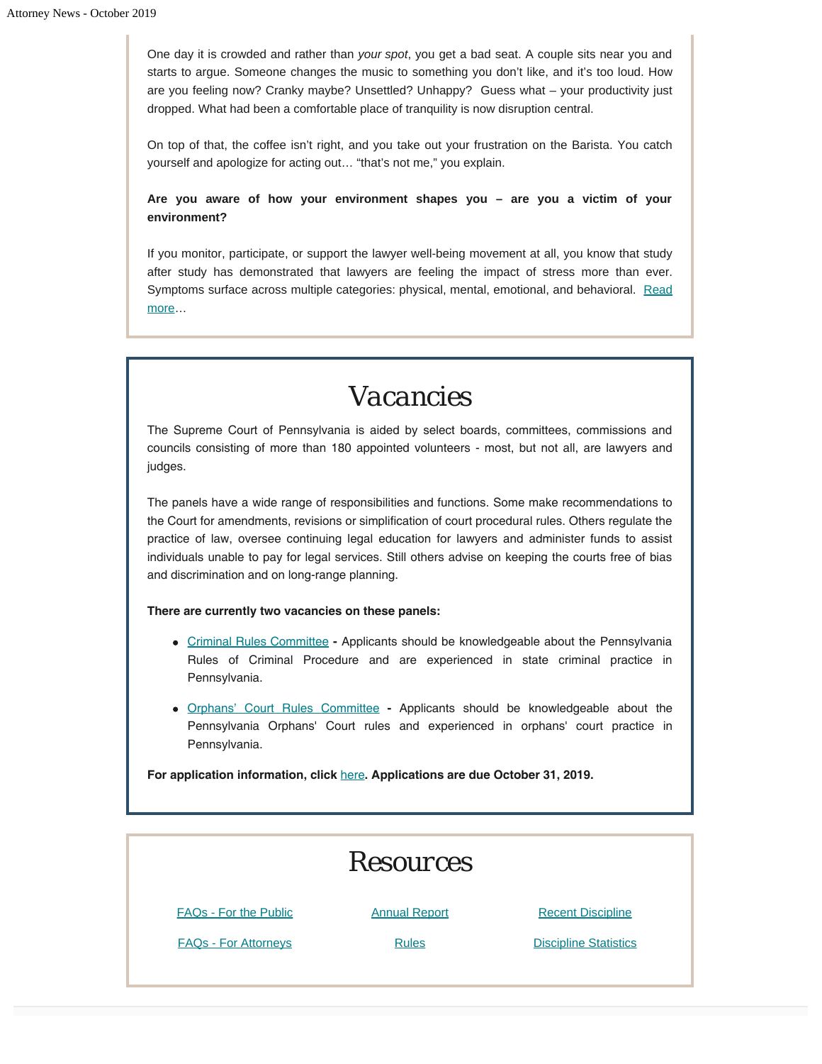One day it is crowded and rather than *your spot*, you get a bad seat. A couple sits near you and starts to argue. Someone changes the music to something you don't like, and it's too loud. How are you feeling now? Cranky maybe? Unsettled? Unhappy? Guess what – your productivity just dropped. What had been a comfortable place of tranquility is now disruption central.

On top of that, the coffee isn't right, and you take out your frustration on the Barista. You catch yourself and apologize for acting out… "that's not me," you explain.

**Are you aware of how your environment shapes you – are you a victim of your environment?**

If you monitor, participate, or support the lawyer well-being movement at all, you know that study after study has demonstrated that lawyers are feeling the impact of stress more than ever. Symptoms surface across multiple categories: physical, mental, emotional, and behavioral. Read more…

# Vacancies

The Supreme Court of Pennsylvania is aided by select boards, committees, commissions and councils consisting of more than 180 appointed volunteers - most, but not all, are lawyers and judges.

The panels have a wide range of responsibilities and functions. Some make recommendations to the Court for amendments, revisions or simplification of court procedural rules. Others regulate the practice of law, oversee continuing legal education for lawyers and administer funds to assist individuals unable to pay for legal services. Still others advise on keeping the courts free of bias and discrimination and on long-range planning.

**There are currently two vacancies on these panels:**

- Criminal Rules Committee **-** Applicants should be knowledgeable about the Pennsylvania Rules of Criminal Procedure and are experienced in state criminal practice in Pennsylvania.
- Orphans' Court Rules Committee **-** Applicants should be knowledgeable about the Pennsylvania Orphans' Court rules and experienced in orphans' court practice in Pennsylvania.

**For application information, click here. Applications are due October 31, 2019.**

# Resources

| | | |
|---|---|---|
| FAQs - For the Public | Annual Report | Recent Discipline |
| FAQs - For Attorneys | Rules | Discipline Statistics |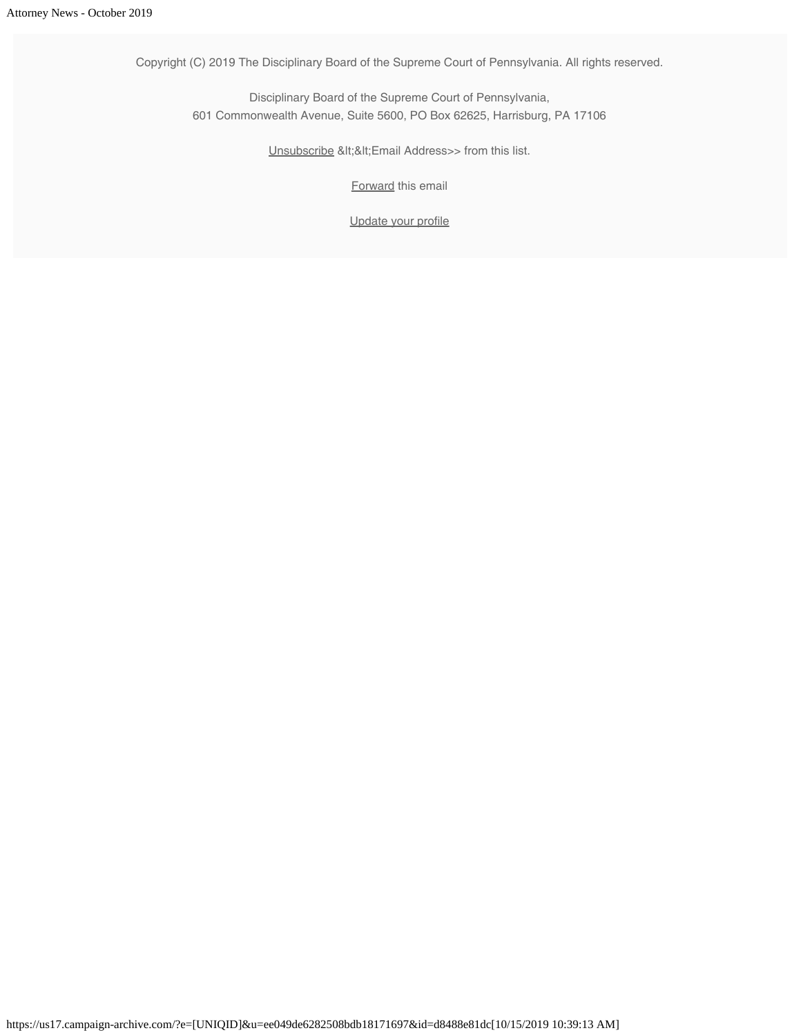Copyright (C) 2019 The Disciplinary Board of the Supreme Court of Pennsylvania. All rights reserved.

Disciplinary Board of the Supreme Court of Pennsylvania,
601 Commonwealth Avenue, Suite 5600, PO Box 62625, Harrisburg, PA 17106

Unsubscribe &lt;&lt;Email Address>> from this list.

Forward this email

Update your profile